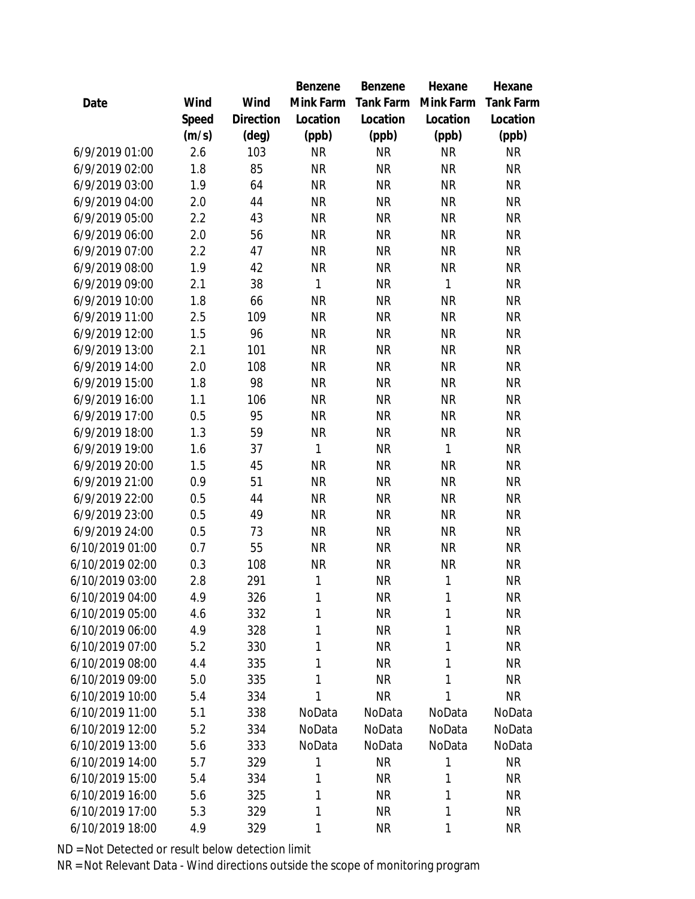| Date | Wind Speed (m/s) | Wind Direction (deg) | Benzene Mink Farm Location (ppb) | Benzene Tank Farm Location (ppb) | Hexane Mink Farm Location (ppb) | Hexane Tank Farm Location (ppb) |
|---|---|---|---|---|---|---|
| 6/9/2019 01:00 | 2.6 | 103 | NR | NR | NR | NR |
| 6/9/2019 02:00 | 1.8 | 85 | NR | NR | NR | NR |
| 6/9/2019 03:00 | 1.9 | 64 | NR | NR | NR | NR |
| 6/9/2019 04:00 | 2.0 | 44 | NR | NR | NR | NR |
| 6/9/2019 05:00 | 2.2 | 43 | NR | NR | NR | NR |
| 6/9/2019 06:00 | 2.0 | 56 | NR | NR | NR | NR |
| 6/9/2019 07:00 | 2.2 | 47 | NR | NR | NR | NR |
| 6/9/2019 08:00 | 1.9 | 42 | NR | NR | NR | NR |
| 6/9/2019 09:00 | 2.1 | 38 | 1 | NR | 1 | NR |
| 6/9/2019 10:00 | 1.8 | 66 | NR | NR | NR | NR |
| 6/9/2019 11:00 | 2.5 | 109 | NR | NR | NR | NR |
| 6/9/2019 12:00 | 1.5 | 96 | NR | NR | NR | NR |
| 6/9/2019 13:00 | 2.1 | 101 | NR | NR | NR | NR |
| 6/9/2019 14:00 | 2.0 | 108 | NR | NR | NR | NR |
| 6/9/2019 15:00 | 1.8 | 98 | NR | NR | NR | NR |
| 6/9/2019 16:00 | 1.1 | 106 | NR | NR | NR | NR |
| 6/9/2019 17:00 | 0.5 | 95 | NR | NR | NR | NR |
| 6/9/2019 18:00 | 1.3 | 59 | NR | NR | NR | NR |
| 6/9/2019 19:00 | 1.6 | 37 | 1 | NR | 1 | NR |
| 6/9/2019 20:00 | 1.5 | 45 | NR | NR | NR | NR |
| 6/9/2019 21:00 | 0.9 | 51 | NR | NR | NR | NR |
| 6/9/2019 22:00 | 0.5 | 44 | NR | NR | NR | NR |
| 6/9/2019 23:00 | 0.5 | 49 | NR | NR | NR | NR |
| 6/9/2019 24:00 | 0.5 | 73 | NR | NR | NR | NR |
| 6/10/2019 01:00 | 0.7 | 55 | NR | NR | NR | NR |
| 6/10/2019 02:00 | 0.3 | 108 | NR | NR | NR | NR |
| 6/10/2019 03:00 | 2.8 | 291 | 1 | NR | 1 | NR |
| 6/10/2019 04:00 | 4.9 | 326 | 1 | NR | 1 | NR |
| 6/10/2019 05:00 | 4.6 | 332 | 1 | NR | 1 | NR |
| 6/10/2019 06:00 | 4.9 | 328 | 1 | NR | 1 | NR |
| 6/10/2019 07:00 | 5.2 | 330 | 1 | NR | 1 | NR |
| 6/10/2019 08:00 | 4.4 | 335 | 1 | NR | 1 | NR |
| 6/10/2019 09:00 | 5.0 | 335 | 1 | NR | 1 | NR |
| 6/10/2019 10:00 | 5.4 | 334 | 1 | NR | 1 | NR |
| 6/10/2019 11:00 | 5.1 | 338 | NoData | NoData | NoData | NoData |
| 6/10/2019 12:00 | 5.2 | 334 | NoData | NoData | NoData | NoData |
| 6/10/2019 13:00 | 5.6 | 333 | NoData | NoData | NoData | NoData |
| 6/10/2019 14:00 | 5.7 | 329 | 1 | NR | 1 | NR |
| 6/10/2019 15:00 | 5.4 | 334 | 1 | NR | 1 | NR |
| 6/10/2019 16:00 | 5.6 | 325 | 1 | NR | 1 | NR |
| 6/10/2019 17:00 | 5.3 | 329 | 1 | NR | 1 | NR |
| 6/10/2019 18:00 | 4.9 | 329 | 1 | NR | 1 | NR |

ND = Not Detected or result below detection limit

NR = Not Relevant Data - Wind directions outside the scope of monitoring program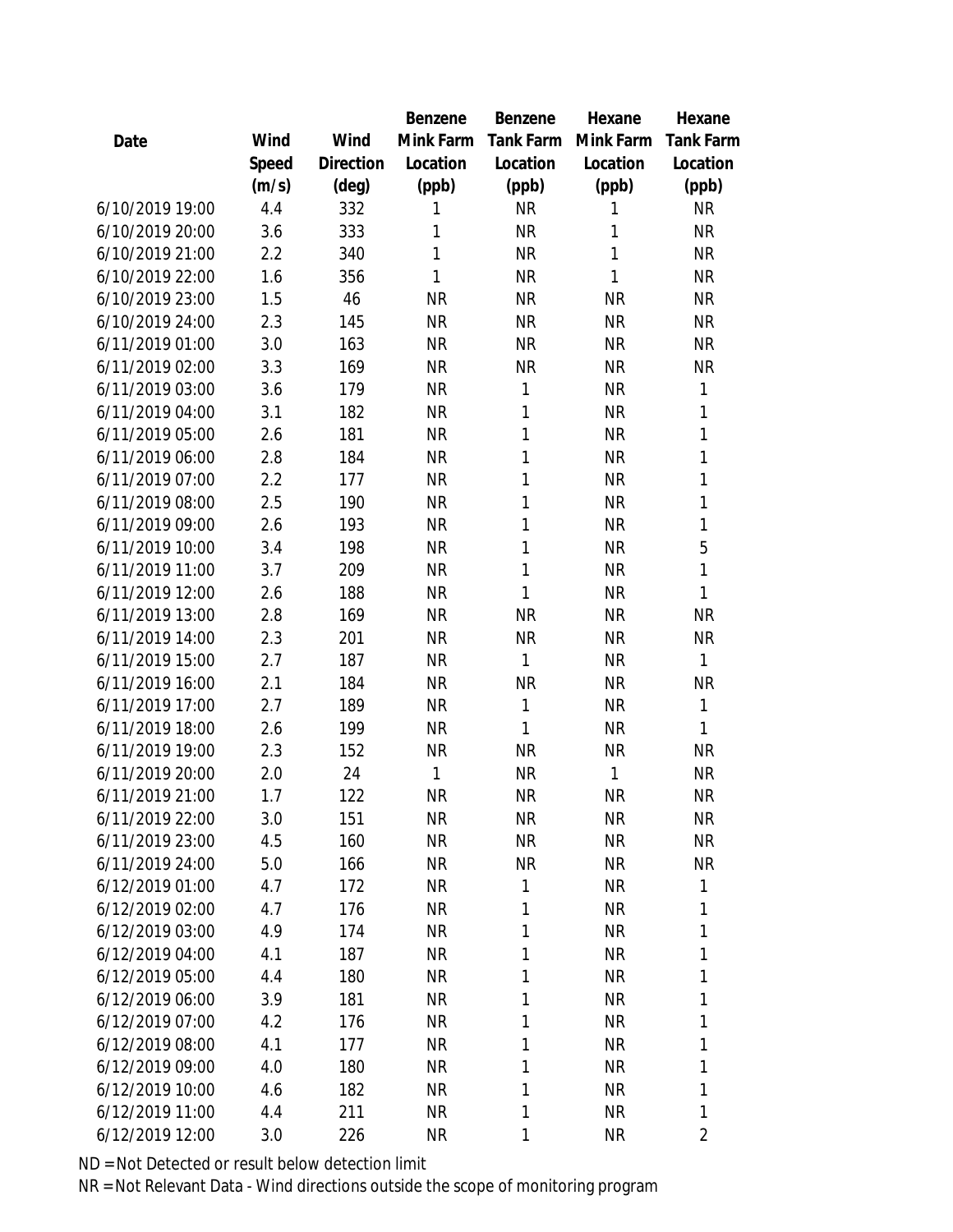| Date | Wind Speed (m/s) | Wind Direction (deg) | Benzene Mink Farm Location (ppb) | Benzene Tank Farm Location (ppb) | Hexane Mink Farm Location (ppb) | Hexane Tank Farm Location (ppb) |
|---|---|---|---|---|---|---|
| 6/10/2019 19:00 | 4.4 | 332 | 1 | NR | 1 | NR |
| 6/10/2019 20:00 | 3.6 | 333 | 1 | NR | 1 | NR |
| 6/10/2019 21:00 | 2.2 | 340 | 1 | NR | 1 | NR |
| 6/10/2019 22:00 | 1.6 | 356 | 1 | NR | 1 | NR |
| 6/10/2019 23:00 | 1.5 | 46 | NR | NR | NR | NR |
| 6/10/2019 24:00 | 2.3 | 145 | NR | NR | NR | NR |
| 6/11/2019 01:00 | 3.0 | 163 | NR | NR | NR | NR |
| 6/11/2019 02:00 | 3.3 | 169 | NR | NR | NR | NR |
| 6/11/2019 03:00 | 3.6 | 179 | NR | 1 | NR | 1 |
| 6/11/2019 04:00 | 3.1 | 182 | NR | 1 | NR | 1 |
| 6/11/2019 05:00 | 2.6 | 181 | NR | 1 | NR | 1 |
| 6/11/2019 06:00 | 2.8 | 184 | NR | 1 | NR | 1 |
| 6/11/2019 07:00 | 2.2 | 177 | NR | 1 | NR | 1 |
| 6/11/2019 08:00 | 2.5 | 190 | NR | 1 | NR | 1 |
| 6/11/2019 09:00 | 2.6 | 193 | NR | 1 | NR | 1 |
| 6/11/2019 10:00 | 3.4 | 198 | NR | 1 | NR | 5 |
| 6/11/2019 11:00 | 3.7 | 209 | NR | 1 | NR | 1 |
| 6/11/2019 12:00 | 2.6 | 188 | NR | 1 | NR | 1 |
| 6/11/2019 13:00 | 2.8 | 169 | NR | NR | NR | NR |
| 6/11/2019 14:00 | 2.3 | 201 | NR | NR | NR | NR |
| 6/11/2019 15:00 | 2.7 | 187 | NR | 1 | NR | 1 |
| 6/11/2019 16:00 | 2.1 | 184 | NR | NR | NR | NR |
| 6/11/2019 17:00 | 2.7 | 189 | NR | 1 | NR | 1 |
| 6/11/2019 18:00 | 2.6 | 199 | NR | 1 | NR | 1 |
| 6/11/2019 19:00 | 2.3 | 152 | NR | NR | NR | NR |
| 6/11/2019 20:00 | 2.0 | 24 | 1 | NR | 1 | NR |
| 6/11/2019 21:00 | 1.7 | 122 | NR | NR | NR | NR |
| 6/11/2019 22:00 | 3.0 | 151 | NR | NR | NR | NR |
| 6/11/2019 23:00 | 4.5 | 160 | NR | NR | NR | NR |
| 6/11/2019 24:00 | 5.0 | 166 | NR | NR | NR | NR |
| 6/12/2019 01:00 | 4.7 | 172 | NR | 1 | NR | 1 |
| 6/12/2019 02:00 | 4.7 | 176 | NR | 1 | NR | 1 |
| 6/12/2019 03:00 | 4.9 | 174 | NR | 1 | NR | 1 |
| 6/12/2019 04:00 | 4.1 | 187 | NR | 1 | NR | 1 |
| 6/12/2019 05:00 | 4.4 | 180 | NR | 1 | NR | 1 |
| 6/12/2019 06:00 | 3.9 | 181 | NR | 1 | NR | 1 |
| 6/12/2019 07:00 | 4.2 | 176 | NR | 1 | NR | 1 |
| 6/12/2019 08:00 | 4.1 | 177 | NR | 1 | NR | 1 |
| 6/12/2019 09:00 | 4.0 | 180 | NR | 1 | NR | 1 |
| 6/12/2019 10:00 | 4.6 | 182 | NR | 1 | NR | 1 |
| 6/12/2019 11:00 | 4.4 | 211 | NR | 1 | NR | 1 |
| 6/12/2019 12:00 | 3.0 | 226 | NR | 1 | NR | 2 |

ND = Not Detected or result below detection limit
NR = Not Relevant Data - Wind directions outside the scope of monitoring program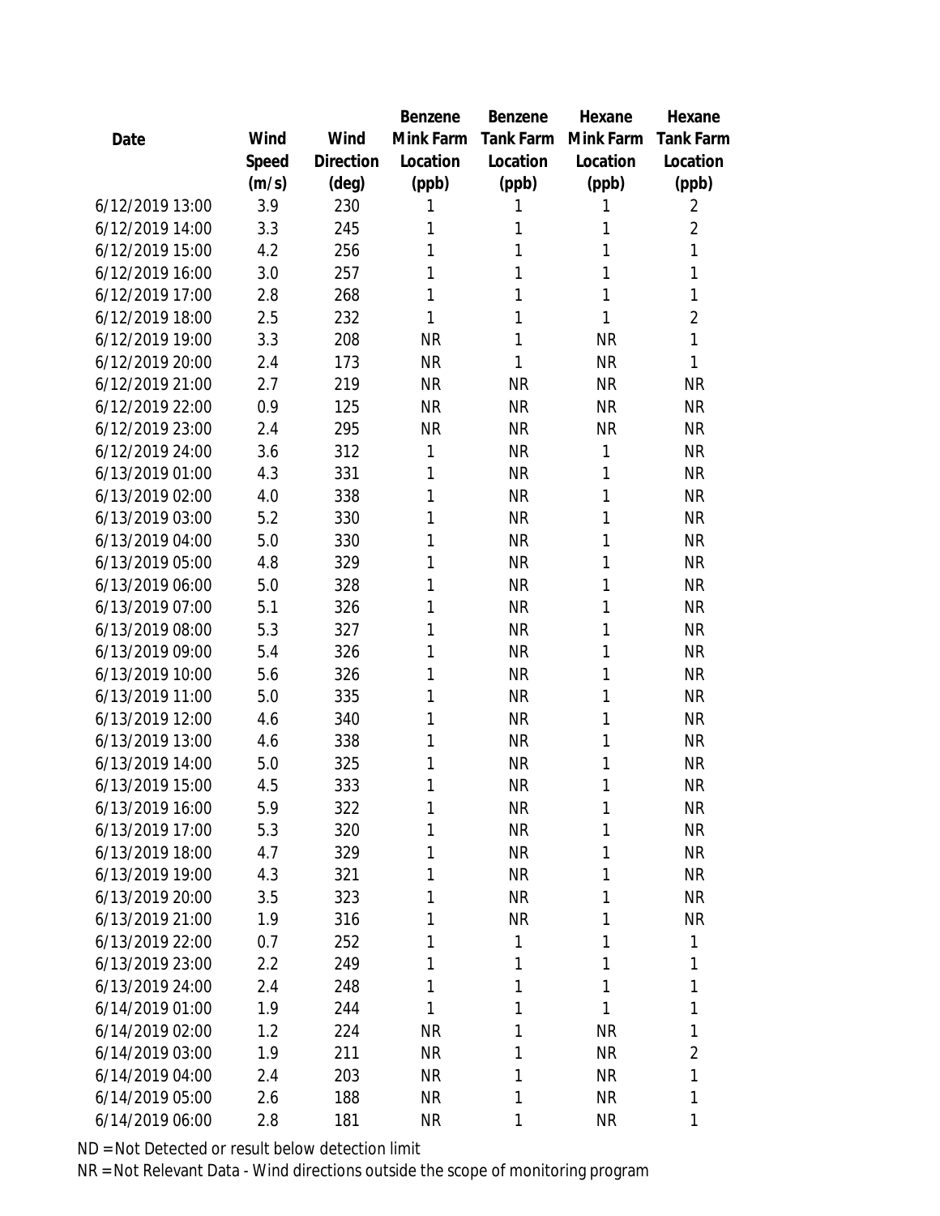| Date | Wind Speed (m/s) | Wind Direction (deg) | Benzene Mink Farm Location (ppb) | Benzene Tank Farm Location (ppb) | Hexane Mink Farm Location (ppb) | Hexane Tank Farm Location (ppb) |
|---|---|---|---|---|---|---|
| 6/12/2019 13:00 | 3.9 | 230 | 1 | 1 | 1 | 2 |
| 6/12/2019 14:00 | 3.3 | 245 | 1 | 1 | 1 | 2 |
| 6/12/2019 15:00 | 4.2 | 256 | 1 | 1 | 1 | 1 |
| 6/12/2019 16:00 | 3.0 | 257 | 1 | 1 | 1 | 1 |
| 6/12/2019 17:00 | 2.8 | 268 | 1 | 1 | 1 | 1 |
| 6/12/2019 18:00 | 2.5 | 232 | 1 | 1 | 1 | 2 |
| 6/12/2019 19:00 | 3.3 | 208 | NR | 1 | NR | 1 |
| 6/12/2019 20:00 | 2.4 | 173 | NR | 1 | NR | 1 |
| 6/12/2019 21:00 | 2.7 | 219 | NR | NR | NR | NR |
| 6/12/2019 22:00 | 0.9 | 125 | NR | NR | NR | NR |
| 6/12/2019 23:00 | 2.4 | 295 | NR | NR | NR | NR |
| 6/12/2019 24:00 | 3.6 | 312 | 1 | NR | 1 | NR |
| 6/13/2019 01:00 | 4.3 | 331 | 1 | NR | 1 | NR |
| 6/13/2019 02:00 | 4.0 | 338 | 1 | NR | 1 | NR |
| 6/13/2019 03:00 | 5.2 | 330 | 1 | NR | 1 | NR |
| 6/13/2019 04:00 | 5.0 | 330 | 1 | NR | 1 | NR |
| 6/13/2019 05:00 | 4.8 | 329 | 1 | NR | 1 | NR |
| 6/13/2019 06:00 | 5.0 | 328 | 1 | NR | 1 | NR |
| 6/13/2019 07:00 | 5.1 | 326 | 1 | NR | 1 | NR |
| 6/13/2019 08:00 | 5.3 | 327 | 1 | NR | 1 | NR |
| 6/13/2019 09:00 | 5.4 | 326 | 1 | NR | 1 | NR |
| 6/13/2019 10:00 | 5.6 | 326 | 1 | NR | 1 | NR |
| 6/13/2019 11:00 | 5.0 | 335 | 1 | NR | 1 | NR |
| 6/13/2019 12:00 | 4.6 | 340 | 1 | NR | 1 | NR |
| 6/13/2019 13:00 | 4.6 | 338 | 1 | NR | 1 | NR |
| 6/13/2019 14:00 | 5.0 | 325 | 1 | NR | 1 | NR |
| 6/13/2019 15:00 | 4.5 | 333 | 1 | NR | 1 | NR |
| 6/13/2019 16:00 | 5.9 | 322 | 1 | NR | 1 | NR |
| 6/13/2019 17:00 | 5.3 | 320 | 1 | NR | 1 | NR |
| 6/13/2019 18:00 | 4.7 | 329 | 1 | NR | 1 | NR |
| 6/13/2019 19:00 | 4.3 | 321 | 1 | NR | 1 | NR |
| 6/13/2019 20:00 | 3.5 | 323 | 1 | NR | 1 | NR |
| 6/13/2019 21:00 | 1.9 | 316 | 1 | NR | 1 | NR |
| 6/13/2019 22:00 | 0.7 | 252 | 1 | 1 | 1 | 1 |
| 6/13/2019 23:00 | 2.2 | 249 | 1 | 1 | 1 | 1 |
| 6/13/2019 24:00 | 2.4 | 248 | 1 | 1 | 1 | 1 |
| 6/14/2019 01:00 | 1.9 | 244 | 1 | 1 | 1 | 1 |
| 6/14/2019 02:00 | 1.2 | 224 | NR | 1 | NR | 1 |
| 6/14/2019 03:00 | 1.9 | 211 | NR | 1 | NR | 2 |
| 6/14/2019 04:00 | 2.4 | 203 | NR | 1 | NR | 1 |
| 6/14/2019 05:00 | 2.6 | 188 | NR | 1 | NR | 1 |
| 6/14/2019 06:00 | 2.8 | 181 | NR | 1 | NR | 1 |

ND = Not Detected or result below detection limit
NR = Not Relevant Data - Wind directions outside the scope of monitoring program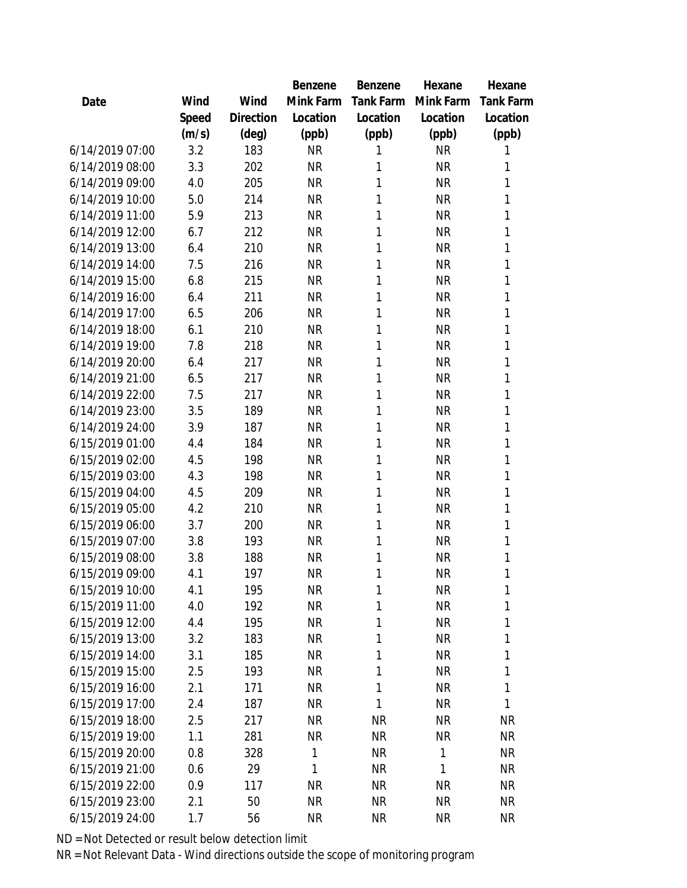| Date | Wind Speed (m/s) | Wind Direction (deg) | Benzene Mink Farm Location (ppb) | Benzene Tank Farm Location (ppb) | Hexane Mink Farm Location (ppb) | Hexane Tank Farm Location (ppb) |
|---|---|---|---|---|---|---|
| 6/14/2019 07:00 | 3.2 | 183 | NR | 1 | NR | 1 |
| 6/14/2019 08:00 | 3.3 | 202 | NR | 1 | NR | 1 |
| 6/14/2019 09:00 | 4.0 | 205 | NR | 1 | NR | 1 |
| 6/14/2019 10:00 | 5.0 | 214 | NR | 1 | NR | 1 |
| 6/14/2019 11:00 | 5.9 | 213 | NR | 1 | NR | 1 |
| 6/14/2019 12:00 | 6.7 | 212 | NR | 1 | NR | 1 |
| 6/14/2019 13:00 | 6.4 | 210 | NR | 1 | NR | 1 |
| 6/14/2019 14:00 | 7.5 | 216 | NR | 1 | NR | 1 |
| 6/14/2019 15:00 | 6.8 | 215 | NR | 1 | NR | 1 |
| 6/14/2019 16:00 | 6.4 | 211 | NR | 1 | NR | 1 |
| 6/14/2019 17:00 | 6.5 | 206 | NR | 1 | NR | 1 |
| 6/14/2019 18:00 | 6.1 | 210 | NR | 1 | NR | 1 |
| 6/14/2019 19:00 | 7.8 | 218 | NR | 1 | NR | 1 |
| 6/14/2019 20:00 | 6.4 | 217 | NR | 1 | NR | 1 |
| 6/14/2019 21:00 | 6.5 | 217 | NR | 1 | NR | 1 |
| 6/14/2019 22:00 | 7.5 | 217 | NR | 1 | NR | 1 |
| 6/14/2019 23:00 | 3.5 | 189 | NR | 1 | NR | 1 |
| 6/14/2019 24:00 | 3.9 | 187 | NR | 1 | NR | 1 |
| 6/15/2019 01:00 | 4.4 | 184 | NR | 1 | NR | 1 |
| 6/15/2019 02:00 | 4.5 | 198 | NR | 1 | NR | 1 |
| 6/15/2019 03:00 | 4.3 | 198 | NR | 1 | NR | 1 |
| 6/15/2019 04:00 | 4.5 | 209 | NR | 1 | NR | 1 |
| 6/15/2019 05:00 | 4.2 | 210 | NR | 1 | NR | 1 |
| 6/15/2019 06:00 | 3.7 | 200 | NR | 1 | NR | 1 |
| 6/15/2019 07:00 | 3.8 | 193 | NR | 1 | NR | 1 |
| 6/15/2019 08:00 | 3.8 | 188 | NR | 1 | NR | 1 |
| 6/15/2019 09:00 | 4.1 | 197 | NR | 1 | NR | 1 |
| 6/15/2019 10:00 | 4.1 | 195 | NR | 1 | NR | 1 |
| 6/15/2019 11:00 | 4.0 | 192 | NR | 1 | NR | 1 |
| 6/15/2019 12:00 | 4.4 | 195 | NR | 1 | NR | 1 |
| 6/15/2019 13:00 | 3.2 | 183 | NR | 1 | NR | 1 |
| 6/15/2019 14:00 | 3.1 | 185 | NR | 1 | NR | 1 |
| 6/15/2019 15:00 | 2.5 | 193 | NR | 1 | NR | 1 |
| 6/15/2019 16:00 | 2.1 | 171 | NR | 1 | NR | 1 |
| 6/15/2019 17:00 | 2.4 | 187 | NR | 1 | NR | 1 |
| 6/15/2019 18:00 | 2.5 | 217 | NR | NR | NR | NR |
| 6/15/2019 19:00 | 1.1 | 281 | NR | NR | NR | NR |
| 6/15/2019 20:00 | 0.8 | 328 | 1 | NR | 1 | NR |
| 6/15/2019 21:00 | 0.6 | 29 | 1 | NR | 1 | NR |
| 6/15/2019 22:00 | 0.9 | 117 | NR | NR | NR | NR |
| 6/15/2019 23:00 | 2.1 | 50 | NR | NR | NR | NR |
| 6/15/2019 24:00 | 1.7 | 56 | NR | NR | NR | NR |

ND = Not Detected or result below detection limit

NR = Not Relevant Data - Wind directions outside the scope of monitoring program